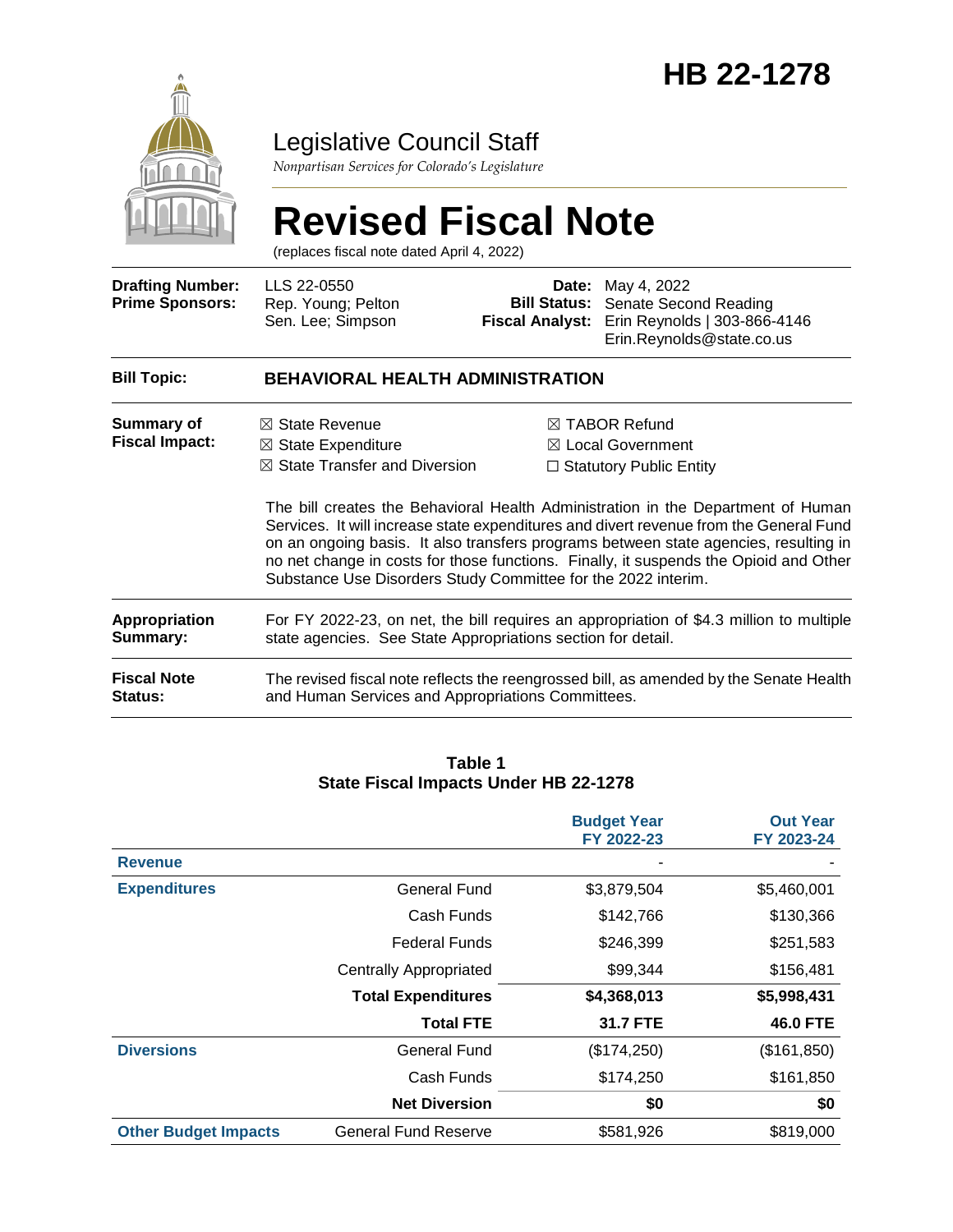# HB 22-1278

## Legislative Council Staff

*Nonpartisan Services for Colorado's Legislature*

# Revised Fiscal Note

(replaces fiscal note dated April 4, 2022)

**Drafting Number:** LLS 22-0550
**Prime Sponsors:** Rep. Young; Pelton
Sen. Lee; Simpson

**Date:** May 4, 2022
**Bill Status:** Senate Second Reading
**Fiscal Analyst:** Erin Reynolds | 303-866-4146
Erin.Reynolds@state.co.us

**Bill Topic:** **BEHAVIORAL HEALTH ADMINISTRATION**

**Summary of Fiscal Impact:**

☒ State Revenue
☒ State Expenditure
☒ State Transfer and Diversion
☒ TABOR Refund
☒ Local Government
☐ Statutory Public Entity

The bill creates the Behavioral Health Administration in the Department of Human Services. It will increase state expenditures and divert revenue from the General Fund on an ongoing basis. It also transfers programs between state agencies, resulting in no net change in costs for those functions. Finally, it suspends the Opioid and Other Substance Use Disorders Study Committee for the 2022 interim.

**Appropriation Summary:** For FY 2022-23, on net, the bill requires an appropriation of $4.3 million to multiple state agencies. See State Appropriations section for detail.

**Fiscal Note Status:** The revised fiscal note reflects the reengrossed bill, as amended by the Senate Health and Human Services and Appropriations Committees.

**Table 1**
**State Fiscal Impacts Under HB 22-1278**

| | | Budget Year FY 2022-23 | Out Year FY 2023-24 |
|---|---|---|---|
| **Revenue** | | - | - |
| **Expenditures** | General Fund | $3,879,504 | $5,460,001 |
| | Cash Funds | $142,766 | $130,366 |
| | Federal Funds | $246,399 | $251,583 |
| | Centrally Appropriated | $99,344 | $156,481 |
| | **Total Expenditures** | **$4,368,013** | **$5,998,431** |
| | **Total FTE** | **31.7 FTE** | **46.0 FTE** |
| **Diversions** | General Fund | ($174,250) | ($161,850) |
| | Cash Funds | $174,250 | $161,850 |
| | **Net Diversion** | **$0** | **$0** |
| **Other Budget Impacts** | General Fund Reserve | $581,926 | $819,000 |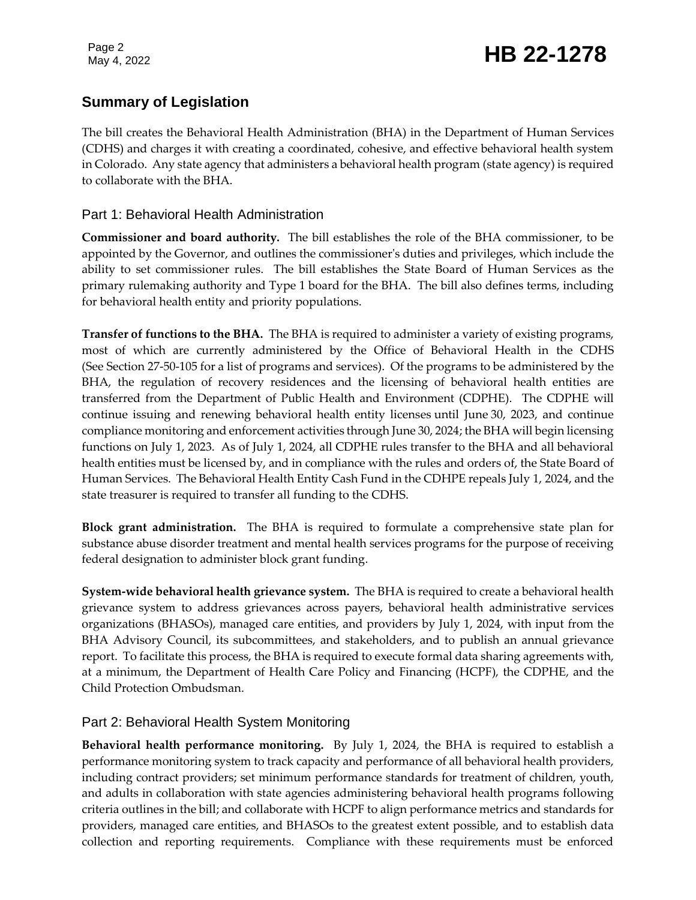## Summary of Legislation

The bill creates the Behavioral Health Administration (BHA) in the Department of Human Services (CDHS) and charges it with creating a coordinated, cohesive, and effective behavioral health system in Colorado. Any state agency that administers a behavioral health program (state agency) is required to collaborate with the BHA.

### Part 1: Behavioral Health Administration

**Commissioner and board authority.** The bill establishes the role of the BHA commissioner, to be appointed by the Governor, and outlines the commissioner's duties and privileges, which include the ability to set commissioner rules. The bill establishes the State Board of Human Services as the primary rulemaking authority and Type 1 board for the BHA. The bill also defines terms, including for behavioral health entity and priority populations.

**Transfer of functions to the BHA.** The BHA is required to administer a variety of existing programs, most of which are currently administered by the Office of Behavioral Health in the CDHS (See Section 27-50-105 for a list of programs and services). Of the programs to be administered by the BHA, the regulation of recovery residences and the licensing of behavioral health entities are transferred from the Department of Public Health and Environment (CDPHE). The CDPHE will continue issuing and renewing behavioral health entity licenses until June 30, 2023, and continue compliance monitoring and enforcement activities through June 30, 2024; the BHA will begin licensing functions on July 1, 2023. As of July 1, 2024, all CDPHE rules transfer to the BHA and all behavioral health entities must be licensed by, and in compliance with the rules and orders of, the State Board of Human Services. The Behavioral Health Entity Cash Fund in the CDHPE repeals July 1, 2024, and the state treasurer is required to transfer all funding to the CDHS.

**Block grant administration.** The BHA is required to formulate a comprehensive state plan for substance abuse disorder treatment and mental health services programs for the purpose of receiving federal designation to administer block grant funding.

**System-wide behavioral health grievance system.** The BHA is required to create a behavioral health grievance system to address grievances across payers, behavioral health administrative services organizations (BHASOs), managed care entities, and providers by July 1, 2024, with input from the BHA Advisory Council, its subcommittees, and stakeholders, and to publish an annual grievance report. To facilitate this process, the BHA is required to execute formal data sharing agreements with, at a minimum, the Department of Health Care Policy and Financing (HCPF), the CDPHE, and the Child Protection Ombudsman.

### Part 2: Behavioral Health System Monitoring

**Behavioral health performance monitoring.** By July 1, 2024, the BHA is required to establish a performance monitoring system to track capacity and performance of all behavioral health providers, including contract providers; set minimum performance standards for treatment of children, youth, and adults in collaboration with state agencies administering behavioral health programs following criteria outlines in the bill; and collaborate with HCPF to align performance metrics and standards for providers, managed care entities, and BHASOs to the greatest extent possible, and to establish data collection and reporting requirements. Compliance with these requirements must be enforced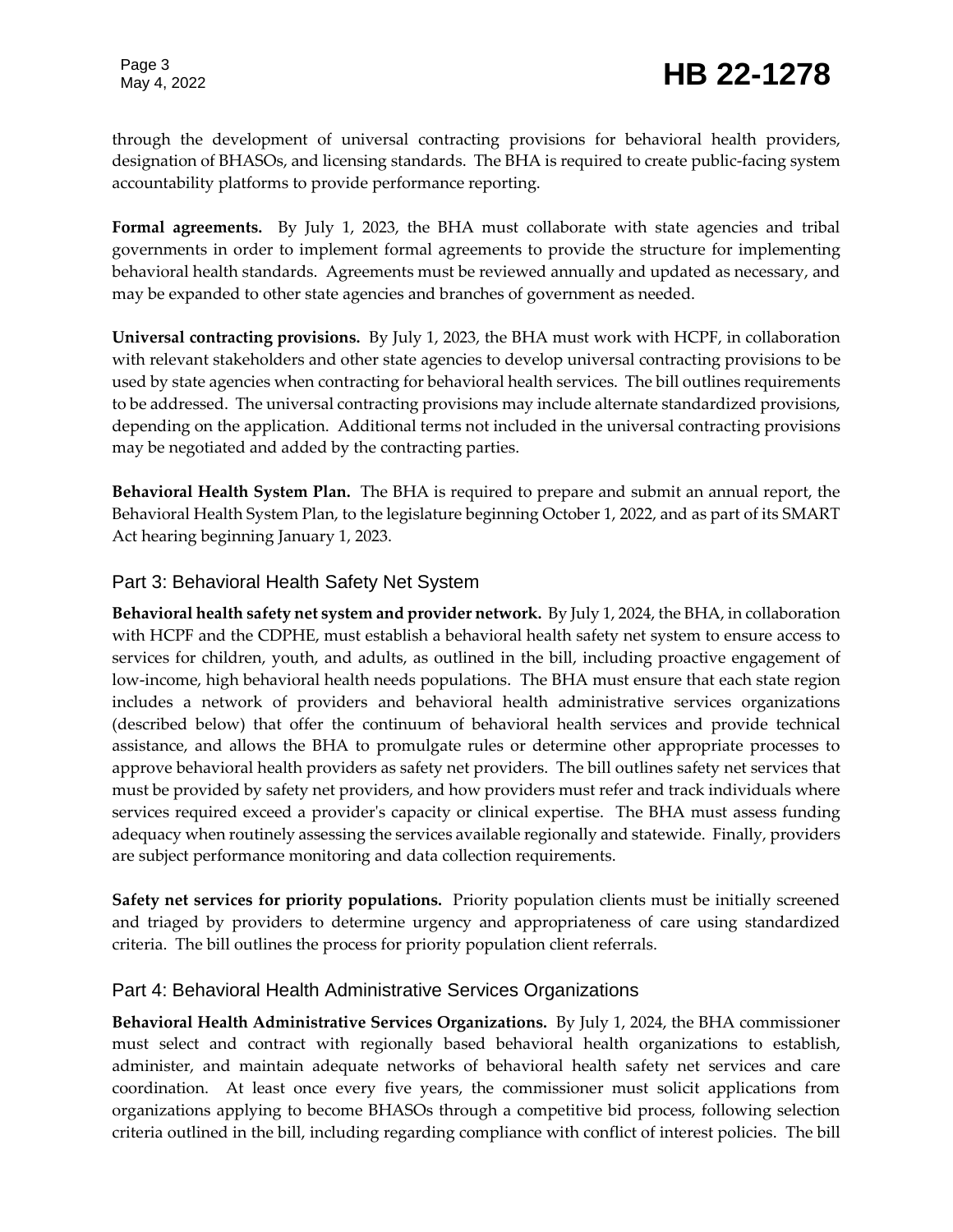through the development of universal contracting provisions for behavioral health providers, designation of BHASOs, and licensing standards. The BHA is required to create public-facing system accountability platforms to provide performance reporting.

**Formal agreements.** By July 1, 2023, the BHA must collaborate with state agencies and tribal governments in order to implement formal agreements to provide the structure for implementing behavioral health standards. Agreements must be reviewed annually and updated as necessary, and may be expanded to other state agencies and branches of government as needed.

**Universal contracting provisions.** By July 1, 2023, the BHA must work with HCPF, in collaboration with relevant stakeholders and other state agencies to develop universal contracting provisions to be used by state agencies when contracting for behavioral health services. The bill outlines requirements to be addressed. The universal contracting provisions may include alternate standardized provisions, depending on the application. Additional terms not included in the universal contracting provisions may be negotiated and added by the contracting parties.

**Behavioral Health System Plan.** The BHA is required to prepare and submit an annual report, the Behavioral Health System Plan, to the legislature beginning October 1, 2022, and as part of its SMART Act hearing beginning January 1, 2023.

## Part 3: Behavioral Health Safety Net System

**Behavioral health safety net system and provider network.** By July 1, 2024, the BHA, in collaboration with HCPF and the CDPHE, must establish a behavioral health safety net system to ensure access to services for children, youth, and adults, as outlined in the bill, including proactive engagement of low-income, high behavioral health needs populations. The BHA must ensure that each state region includes a network of providers and behavioral health administrative services organizations (described below) that offer the continuum of behavioral health services and provide technical assistance, and allows the BHA to promulgate rules or determine other appropriate processes to approve behavioral health providers as safety net providers. The bill outlines safety net services that must be provided by safety net providers, and how providers must refer and track individuals where services required exceed a provider's capacity or clinical expertise. The BHA must assess funding adequacy when routinely assessing the services available regionally and statewide. Finally, providers are subject performance monitoring and data collection requirements.

**Safety net services for priority populations.** Priority population clients must be initially screened and triaged by providers to determine urgency and appropriateness of care using standardized criteria. The bill outlines the process for priority population client referrals.

## Part 4: Behavioral Health Administrative Services Organizations

**Behavioral Health Administrative Services Organizations.** By July 1, 2024, the BHA commissioner must select and contract with regionally based behavioral health organizations to establish, administer, and maintain adequate networks of behavioral health safety net services and care coordination. At least once every five years, the commissioner must solicit applications from organizations applying to become BHASOs through a competitive bid process, following selection criteria outlined in the bill, including regarding compliance with conflict of interest policies. The bill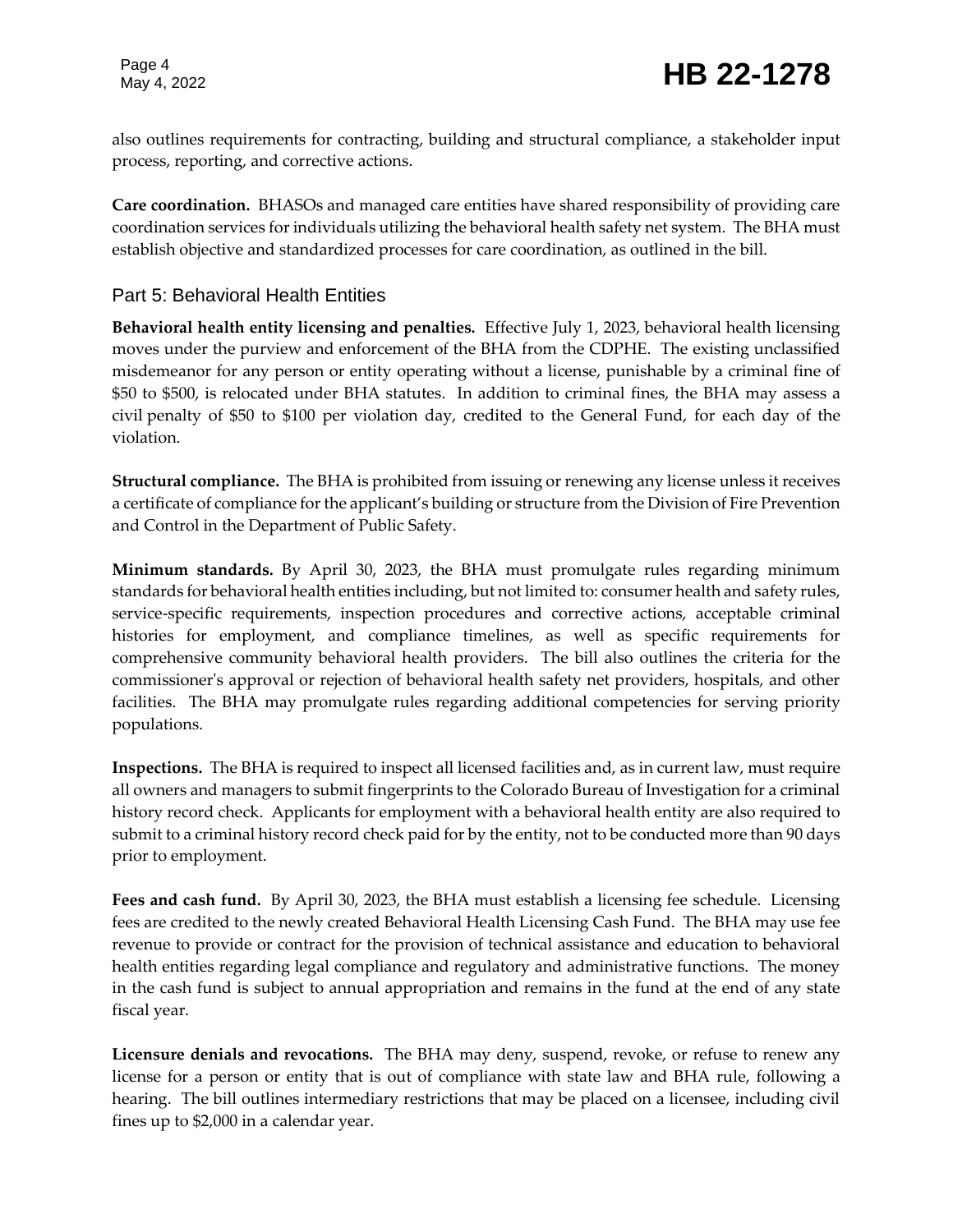also outlines requirements for contracting, building and structural compliance, a stakeholder input process, reporting, and corrective actions.

**Care coordination.** BHASOs and managed care entities have shared responsibility of providing care coordination services for individuals utilizing the behavioral health safety net system. The BHA must establish objective and standardized processes for care coordination, as outlined in the bill.

## Part 5: Behavioral Health Entities

**Behavioral health entity licensing and penalties.** Effective July 1, 2023, behavioral health licensing moves under the purview and enforcement of the BHA from the CDPHE. The existing unclassified misdemeanor for any person or entity operating without a license, punishable by a criminal fine of $50 to $500, is relocated under BHA statutes. In addition to criminal fines, the BHA may assess a civil penalty of $50 to $100 per violation day, credited to the General Fund, for each day of the violation.

**Structural compliance.** The BHA is prohibited from issuing or renewing any license unless it receives a certificate of compliance for the applicant's building or structure from the Division of Fire Prevention and Control in the Department of Public Safety.

**Minimum standards.** By April 30, 2023, the BHA must promulgate rules regarding minimum standards for behavioral health entities including, but not limited to: consumer health and safety rules, service-specific requirements, inspection procedures and corrective actions, acceptable criminal histories for employment, and compliance timelines, as well as specific requirements for comprehensive community behavioral health providers. The bill also outlines the criteria for the commissioner's approval or rejection of behavioral health safety net providers, hospitals, and other facilities. The BHA may promulgate rules regarding additional competencies for serving priority populations.

**Inspections.** The BHA is required to inspect all licensed facilities and, as in current law, must require all owners and managers to submit fingerprints to the Colorado Bureau of Investigation for a criminal history record check. Applicants for employment with a behavioral health entity are also required to submit to a criminal history record check paid for by the entity, not to be conducted more than 90 days prior to employment.

**Fees and cash fund.** By April 30, 2023, the BHA must establish a licensing fee schedule. Licensing fees are credited to the newly created Behavioral Health Licensing Cash Fund. The BHA may use fee revenue to provide or contract for the provision of technical assistance and education to behavioral health entities regarding legal compliance and regulatory and administrative functions. The money in the cash fund is subject to annual appropriation and remains in the fund at the end of any state fiscal year.

**Licensure denials and revocations.** The BHA may deny, suspend, revoke, or refuse to renew any license for a person or entity that is out of compliance with state law and BHA rule, following a hearing. The bill outlines intermediary restrictions that may be placed on a licensee, including civil fines up to $2,000 in a calendar year.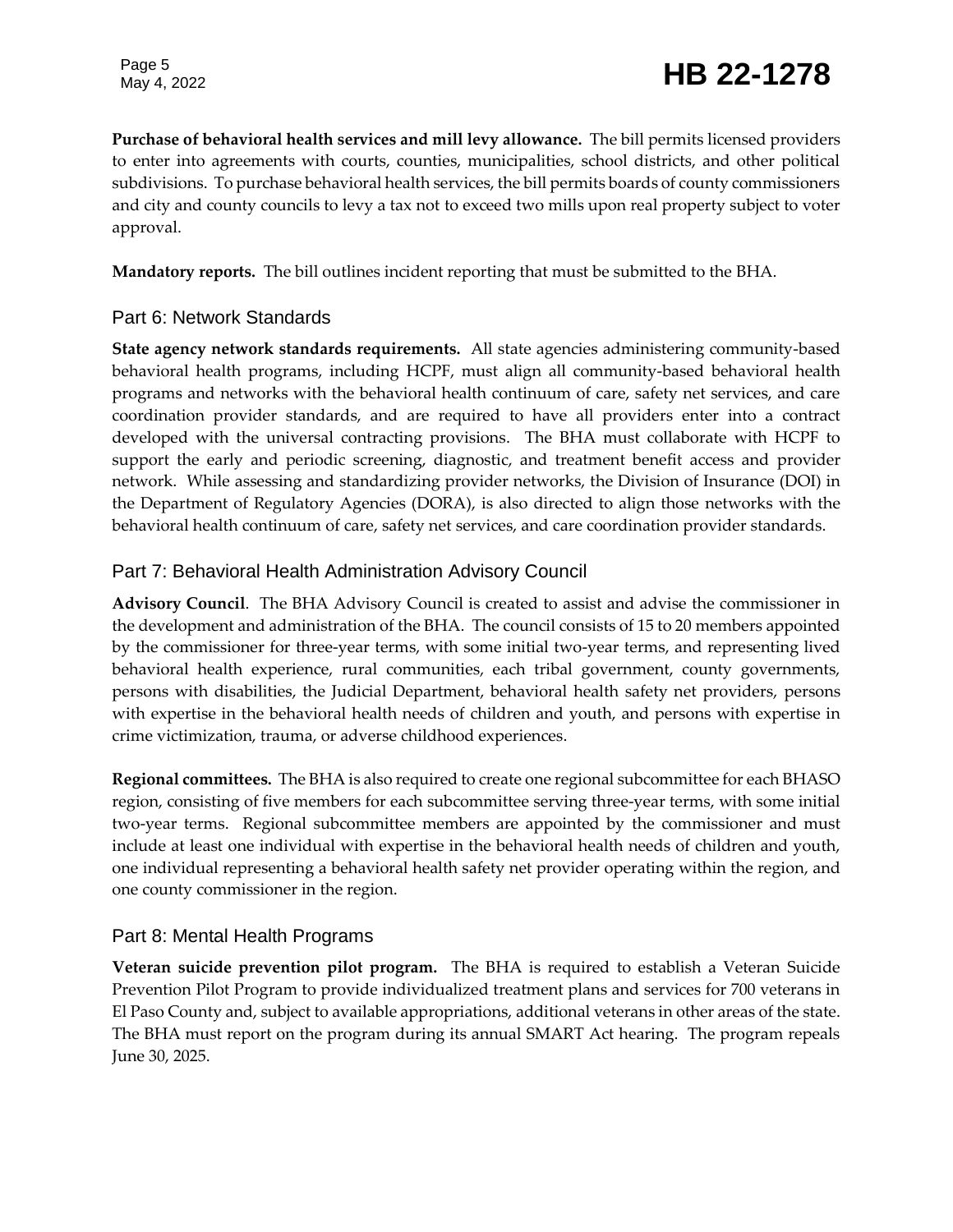**Purchase of behavioral health services and mill levy allowance.** The bill permits licensed providers to enter into agreements with courts, counties, municipalities, school districts, and other political subdivisions. To purchase behavioral health services, the bill permits boards of county commissioners and city and county councils to levy a tax not to exceed two mills upon real property subject to voter approval.

**Mandatory reports.** The bill outlines incident reporting that must be submitted to the BHA.

## Part 6: Network Standards

**State agency network standards requirements.** All state agencies administering community-based behavioral health programs, including HCPF, must align all community-based behavioral health programs and networks with the behavioral health continuum of care, safety net services, and care coordination provider standards, and are required to have all providers enter into a contract developed with the universal contracting provisions. The BHA must collaborate with HCPF to support the early and periodic screening, diagnostic, and treatment benefit access and provider network. While assessing and standardizing provider networks, the Division of Insurance (DOI) in the Department of Regulatory Agencies (DORA), is also directed to align those networks with the behavioral health continuum of care, safety net services, and care coordination provider standards.

## Part 7: Behavioral Health Administration Advisory Council

**Advisory Council**. The BHA Advisory Council is created to assist and advise the commissioner in the development and administration of the BHA. The council consists of 15 to 20 members appointed by the commissioner for three-year terms, with some initial two-year terms, and representing lived behavioral health experience, rural communities, each tribal government, county governments, persons with disabilities, the Judicial Department, behavioral health safety net providers, persons with expertise in the behavioral health needs of children and youth, and persons with expertise in crime victimization, trauma, or adverse childhood experiences.

**Regional committees.** The BHA is also required to create one regional subcommittee for each BHASO region, consisting of five members for each subcommittee serving three-year terms, with some initial two-year terms. Regional subcommittee members are appointed by the commissioner and must include at least one individual with expertise in the behavioral health needs of children and youth, one individual representing a behavioral health safety net provider operating within the region, and one county commissioner in the region.

## Part 8: Mental Health Programs

**Veteran suicide prevention pilot program.** The BHA is required to establish a Veteran Suicide Prevention Pilot Program to provide individualized treatment plans and services for 700 veterans in El Paso County and, subject to available appropriations, additional veterans in other areas of the state. The BHA must report on the program during its annual SMART Act hearing. The program repeals June 30, 2025.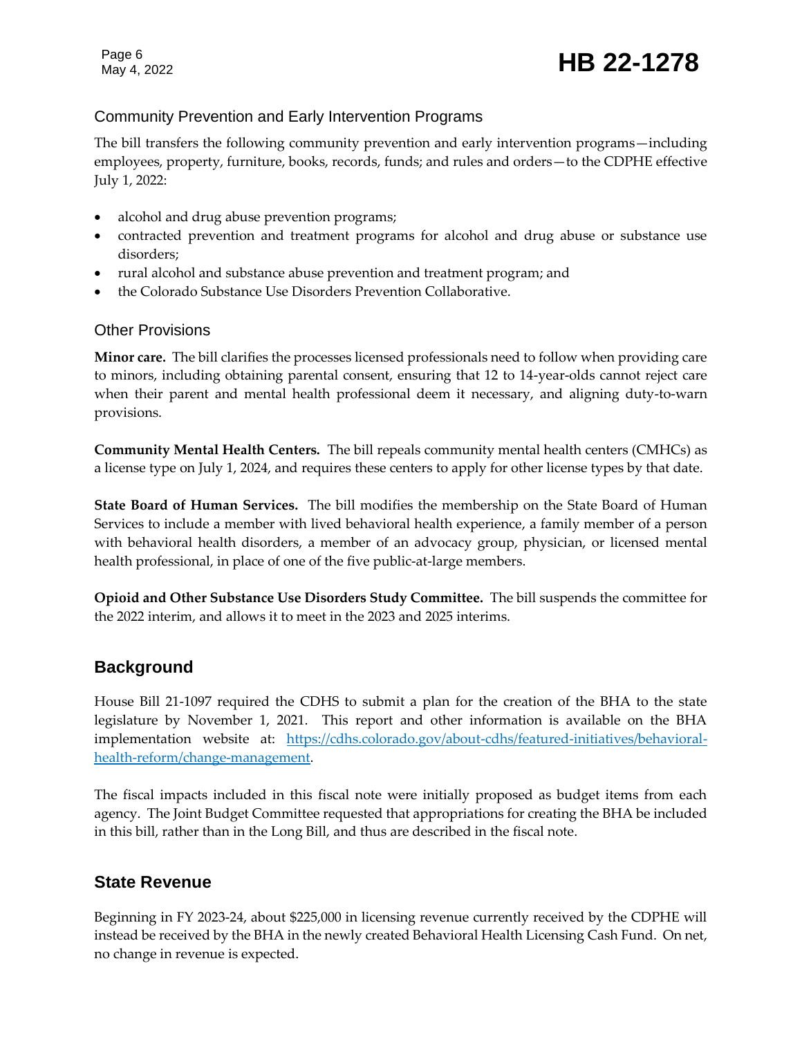### Community Prevention and Early Intervention Programs

The bill transfers the following community prevention and early intervention programs—including employees, property, furniture, books, records, funds; and rules and orders—to the CDPHE effective July 1, 2022:

- alcohol and drug abuse prevention programs;
- contracted prevention and treatment programs for alcohol and drug abuse or substance use disorders;
- rural alcohol and substance abuse prevention and treatment program; and
- the Colorado Substance Use Disorders Prevention Collaborative.

### Other Provisions

**Minor care.** The bill clarifies the processes licensed professionals need to follow when providing care to minors, including obtaining parental consent, ensuring that 12 to 14-year-olds cannot reject care when their parent and mental health professional deem it necessary, and aligning duty-to-warn provisions.

**Community Mental Health Centers.** The bill repeals community mental health centers (CMHCs) as a license type on July 1, 2024, and requires these centers to apply for other license types by that date.

**State Board of Human Services.** The bill modifies the membership on the State Board of Human Services to include a member with lived behavioral health experience, a family member of a person with behavioral health disorders, a member of an advocacy group, physician, or licensed mental health professional, in place of one of the five public-at-large members.

**Opioid and Other Substance Use Disorders Study Committee.** The bill suspends the committee for the 2022 interim, and allows it to meet in the 2023 and 2025 interims.

## Background

House Bill 21-1097 required the CDHS to submit a plan for the creation of the BHA to the state legislature by November 1, 2021. This report and other information is available on the BHA implementation website at: [https://cdhs.colorado.gov/about-cdhs/featured-initiatives/behavioral-health-reform/change-management](https://cdhs.colorado.gov/about-cdhs/featured-initiatives/behavioral-health-reform/change-management).

The fiscal impacts included in this fiscal note were initially proposed as budget items from each agency. The Joint Budget Committee requested that appropriations for creating the BHA be included in this bill, rather than in the Long Bill, and thus are described in the fiscal note.

## State Revenue

Beginning in FY 2023-24, about $225,000 in licensing revenue currently received by the CDPHE will instead be received by the BHA in the newly created Behavioral Health Licensing Cash Fund. On net, no change in revenue is expected.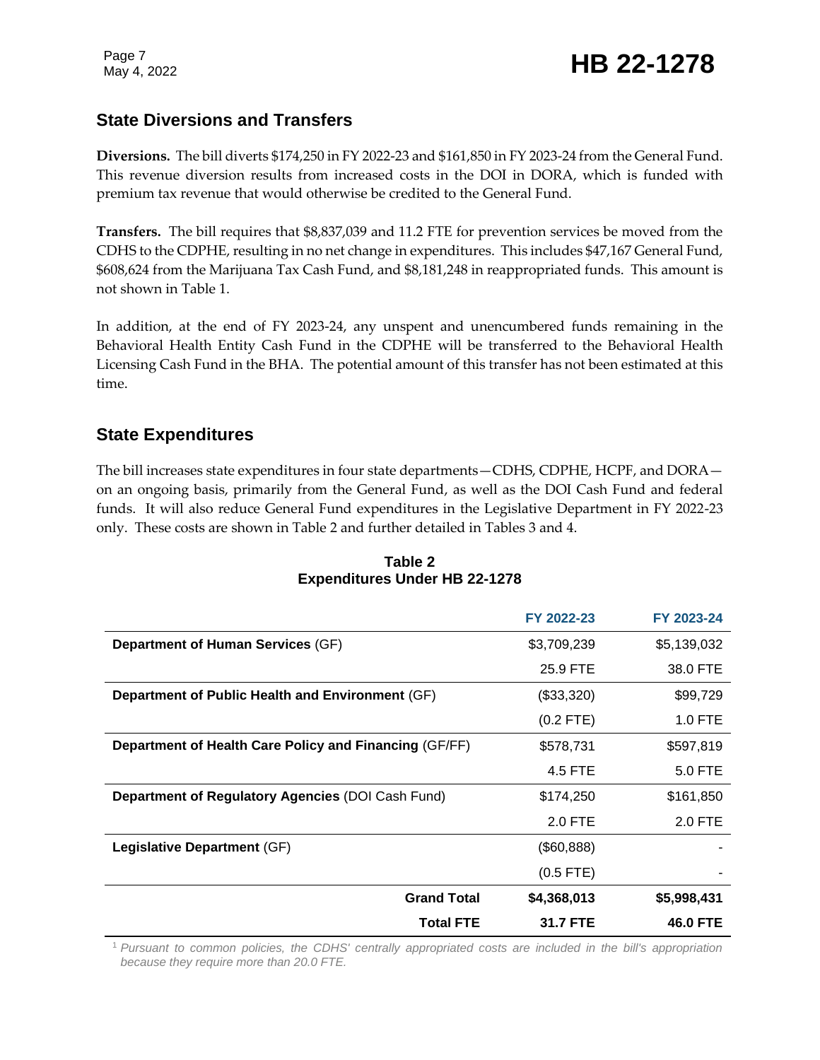## State Diversions and Transfers

**Diversions.** The bill diverts $174,250 in FY 2022-23 and $161,850 in FY 2023-24 from the General Fund. This revenue diversion results from increased costs in the DOI in DORA, which is funded with premium tax revenue that would otherwise be credited to the General Fund.

**Transfers.** The bill requires that $8,837,039 and 11.2 FTE for prevention services be moved from the CDHS to the CDPHE, resulting in no net change in expenditures. This includes $47,167 General Fund, $608,624 from the Marijuana Tax Cash Fund, and $8,181,248 in reappropriated funds. This amount is not shown in Table 1.

In addition, at the end of FY 2023-24, any unspent and unencumbered funds remaining in the Behavioral Health Entity Cash Fund in the CDPHE will be transferred to the Behavioral Health Licensing Cash Fund in the BHA. The potential amount of this transfer has not been estimated at this time.

## State Expenditures

The bill increases state expenditures in four state departments—CDHS, CDPHE, HCPF, and DORA—on an ongoing basis, primarily from the General Fund, as well as the DOI Cash Fund and federal funds. It will also reduce General Fund expenditures in the Legislative Department in FY 2022-23 only. These costs are shown in Table 2 and further detailed in Tables 3 and 4.

**Table 2**
**Expenditures Under HB 22-1278**

| | FY 2022-23 | FY 2023-24 |
|---|---|---|
| **Department of Human Services** (GF) | $3,709,239 | $5,139,032 |
| | 25.9 FTE | 38.0 FTE |
| **Department of Public Health and Environment** (GF) | ($33,320) | $99,729 |
| | (0.2 FTE) | 1.0 FTE |
| **Department of Health Care Policy and Financing** (GF/FF) | $578,731 | $597,819 |
| | 4.5 FTE | 5.0 FTE |
| **Department of Regulatory Agencies** (DOI Cash Fund) | $174,250 | $161,850 |
| | 2.0 FTE | 2.0 FTE |
| **Legislative Department** (GF) | ($60,888) | - |
| | (0.5 FTE) | - |
| **Grand Total** | **$4,368,013** | **$5,998,431** |
| **Total FTE** | **31.7 FTE** | **46.0 FTE** |

[1] *Pursuant to common policies, the CDHS' centrally appropriated costs are included in the bill's appropriation because they require more than 20.0 FTE.*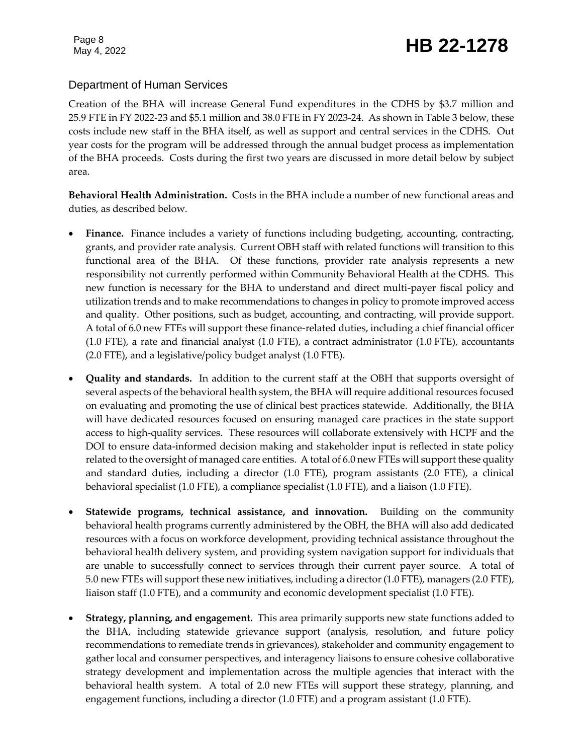## Department of Human Services

Creation of the BHA will increase General Fund expenditures in the CDHS by $3.7 million and 25.9 FTE in FY 2022-23 and $5.1 million and 38.0 FTE in FY 2023-24. As shown in Table 3 below, these costs include new staff in the BHA itself, as well as support and central services in the CDHS. Out year costs for the program will be addressed through the annual budget process as implementation of the BHA proceeds. Costs during the first two years are discussed in more detail below by subject area.

**Behavioral Health Administration.** Costs in the BHA include a number of new functional areas and duties, as described below.

- **Finance.** Finance includes a variety of functions including budgeting, accounting, contracting, grants, and provider rate analysis. Current OBH staff with related functions will transition to this functional area of the BHA. Of these functions, provider rate analysis represents a new responsibility not currently performed within Community Behavioral Health at the CDHS. This new function is necessary for the BHA to understand and direct multi-payer fiscal policy and utilization trends and to make recommendations to changes in policy to promote improved access and quality. Other positions, such as budget, accounting, and contracting, will provide support. A total of 6.0 new FTEs will support these finance-related duties, including a chief financial officer (1.0 FTE), a rate and financial analyst (1.0 FTE), a contract administrator (1.0 FTE), accountants (2.0 FTE), and a legislative/policy budget analyst (1.0 FTE).
- **Quality and standards.** In addition to the current staff at the OBH that supports oversight of several aspects of the behavioral health system, the BHA will require additional resources focused on evaluating and promoting the use of clinical best practices statewide. Additionally, the BHA will have dedicated resources focused on ensuring managed care practices in the state support access to high-quality services. These resources will collaborate extensively with HCPF and the DOI to ensure data-informed decision making and stakeholder input is reflected in state policy related to the oversight of managed care entities. A total of 6.0 new FTEs will support these quality and standard duties, including a director (1.0 FTE), program assistants (2.0 FTE), a clinical behavioral specialist (1.0 FTE), a compliance specialist (1.0 FTE), and a liaison (1.0 FTE).
- **Statewide programs, technical assistance, and innovation.** Building on the community behavioral health programs currently administered by the OBH, the BHA will also add dedicated resources with a focus on workforce development, providing technical assistance throughout the behavioral health delivery system, and providing system navigation support for individuals that are unable to successfully connect to services through their current payer source. A total of 5.0 new FTEs will support these new initiatives, including a director (1.0 FTE), managers (2.0 FTE), liaison staff (1.0 FTE), and a community and economic development specialist (1.0 FTE).
- **Strategy, planning, and engagement.** This area primarily supports new state functions added to the BHA, including statewide grievance support (analysis, resolution, and future policy recommendations to remediate trends in grievances), stakeholder and community engagement to gather local and consumer perspectives, and interagency liaisons to ensure cohesive collaborative strategy development and implementation across the multiple agencies that interact with the behavioral health system. A total of 2.0 new FTEs will support these strategy, planning, and engagement functions, including a director (1.0 FTE) and a program assistant (1.0 FTE).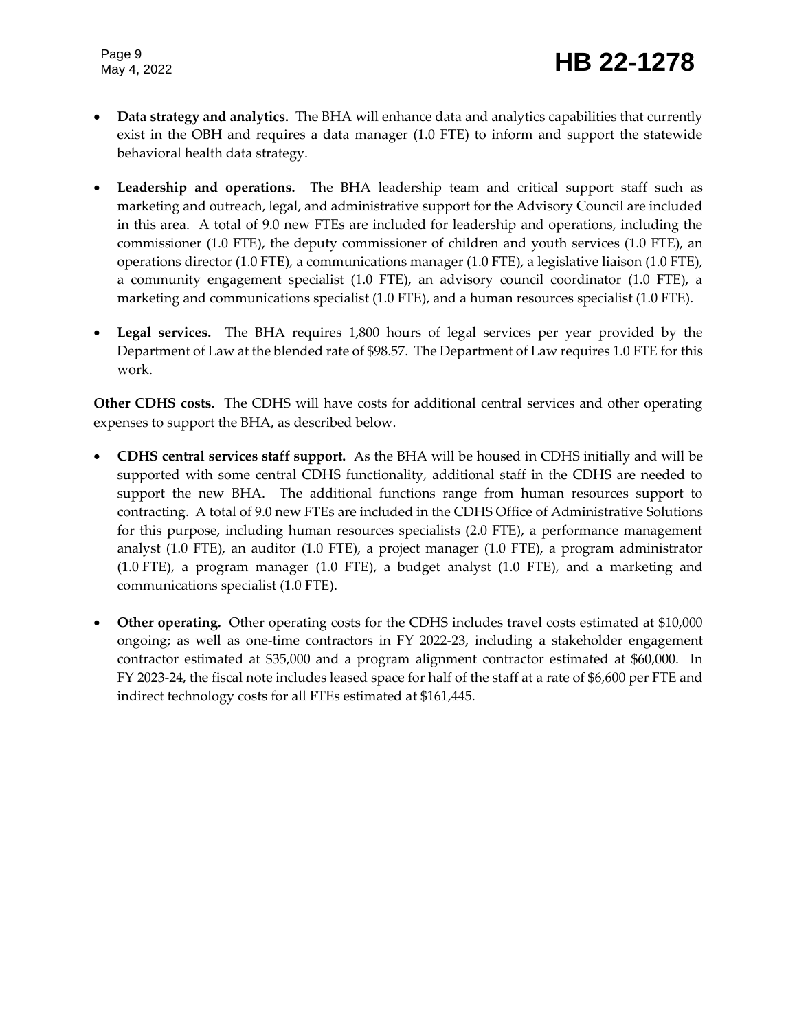- **Data strategy and analytics.** The BHA will enhance data and analytics capabilities that currently exist in the OBH and requires a data manager (1.0 FTE) to inform and support the statewide behavioral health data strategy.

- **Leadership and operations.** The BHA leadership team and critical support staff such as marketing and outreach, legal, and administrative support for the Advisory Council are included in this area. A total of 9.0 new FTEs are included for leadership and operations, including the commissioner (1.0 FTE), the deputy commissioner of children and youth services (1.0 FTE), an operations director (1.0 FTE), a communications manager (1.0 FTE), a legislative liaison (1.0 FTE), a community engagement specialist (1.0 FTE), an advisory council coordinator (1.0 FTE), a marketing and communications specialist (1.0 FTE), and a human resources specialist (1.0 FTE).

- **Legal services.** The BHA requires 1,800 hours of legal services per year provided by the Department of Law at the blended rate of $98.57. The Department of Law requires 1.0 FTE for this work.

**Other CDHS costs.** The CDHS will have costs for additional central services and other operating expenses to support the BHA, as described below.

- **CDHS central services staff support.** As the BHA will be housed in CDHS initially and will be supported with some central CDHS functionality, additional staff in the CDHS are needed to support the new BHA. The additional functions range from human resources support to contracting. A total of 9.0 new FTEs are included in the CDHS Office of Administrative Solutions for this purpose, including human resources specialists (2.0 FTE), a performance management analyst (1.0 FTE), an auditor (1.0 FTE), a project manager (1.0 FTE), a program administrator (1.0 FTE), a program manager (1.0 FTE), a budget analyst (1.0 FTE), and a marketing and communications specialist (1.0 FTE).

- **Other operating.** Other operating costs for the CDHS includes travel costs estimated at $10,000 ongoing; as well as one-time contractors in FY 2022-23, including a stakeholder engagement contractor estimated at $35,000 and a program alignment contractor estimated at $60,000. In FY 2023-24, the fiscal note includes leased space for half of the staff at a rate of $6,600 per FTE and indirect technology costs for all FTEs estimated at $161,445.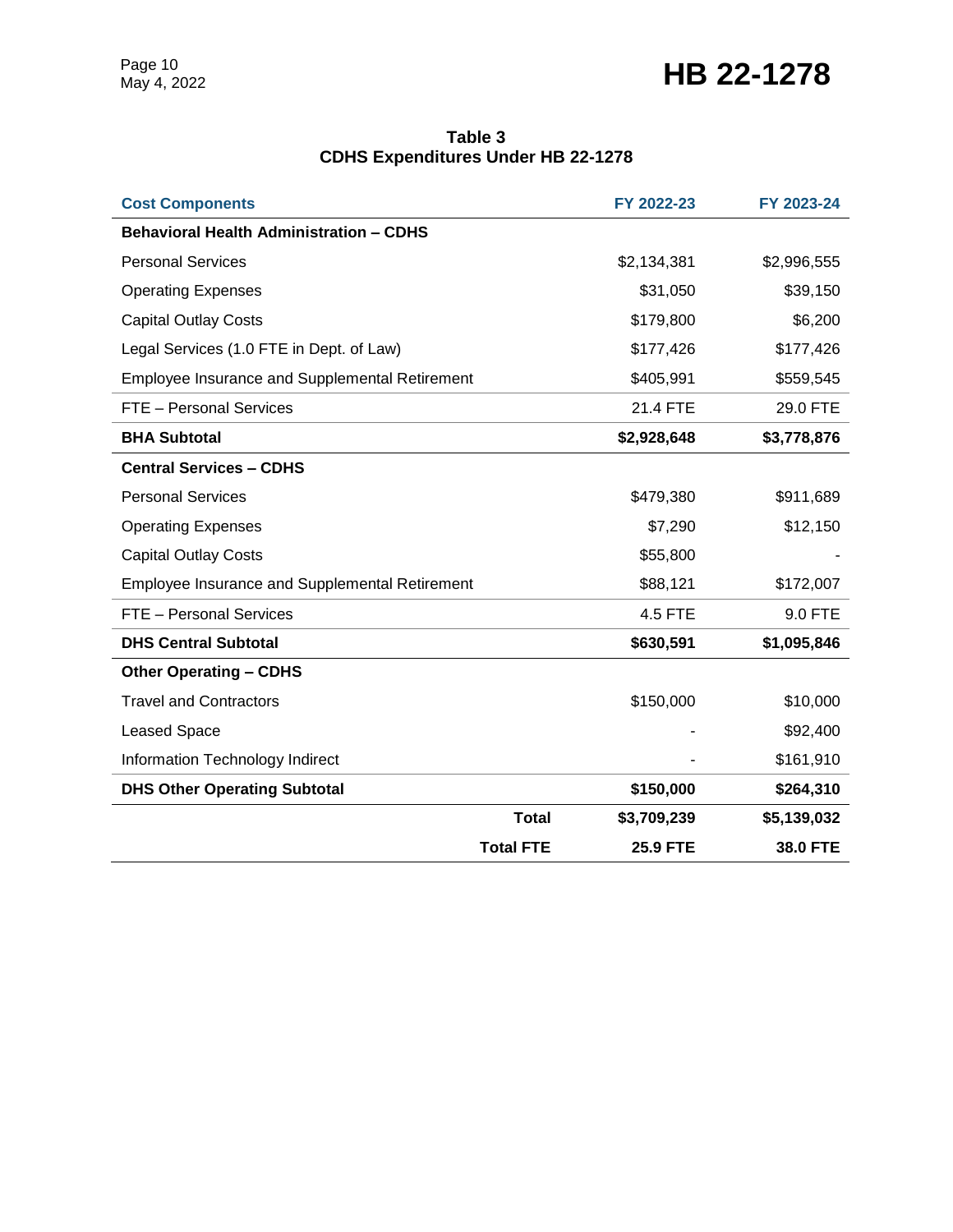**Table 3**
**CDHS Expenditures Under HB 22-1278**

| Cost Components | FY 2022-23 | FY 2023-24 |
|---|---|---|
| **Behavioral Health Administration – CDHS** | | |
| Personal Services | $2,134,381 | $2,996,555 |
| Operating Expenses | $31,050 | $39,150 |
| Capital Outlay Costs | $179,800 | $6,200 |
| Legal Services (1.0 FTE in Dept. of Law) | $177,426 | $177,426 |
| Employee Insurance and Supplemental Retirement | $405,991 | $559,545 |
| FTE – Personal Services | 21.4 FTE | 29.0 FTE |
| **BHA Subtotal** | **$2,928,648** | **$3,778,876** |
| **Central Services – CDHS** | | |
| Personal Services | $479,380 | $911,689 |
| Operating Expenses | $7,290 | $12,150 |
| Capital Outlay Costs | $55,800 | - |
| Employee Insurance and Supplemental Retirement | $88,121 | $172,007 |
| FTE – Personal Services | 4.5 FTE | 9.0 FTE |
| **DHS Central Subtotal** | **$630,591** | **$1,095,846** |
| **Other Operating – CDHS** | | |
| Travel and Contractors | $150,000 | $10,000 |
| Leased Space | - | $92,400 |
| Information Technology Indirect | - | $161,910 |
| **DHS Other Operating Subtotal** | **$150,000** | **$264,310** |
| **Total** | **$3,709,239** | **$5,139,032** |
| **Total FTE** | **25.9 FTE** | **38.0 FTE** |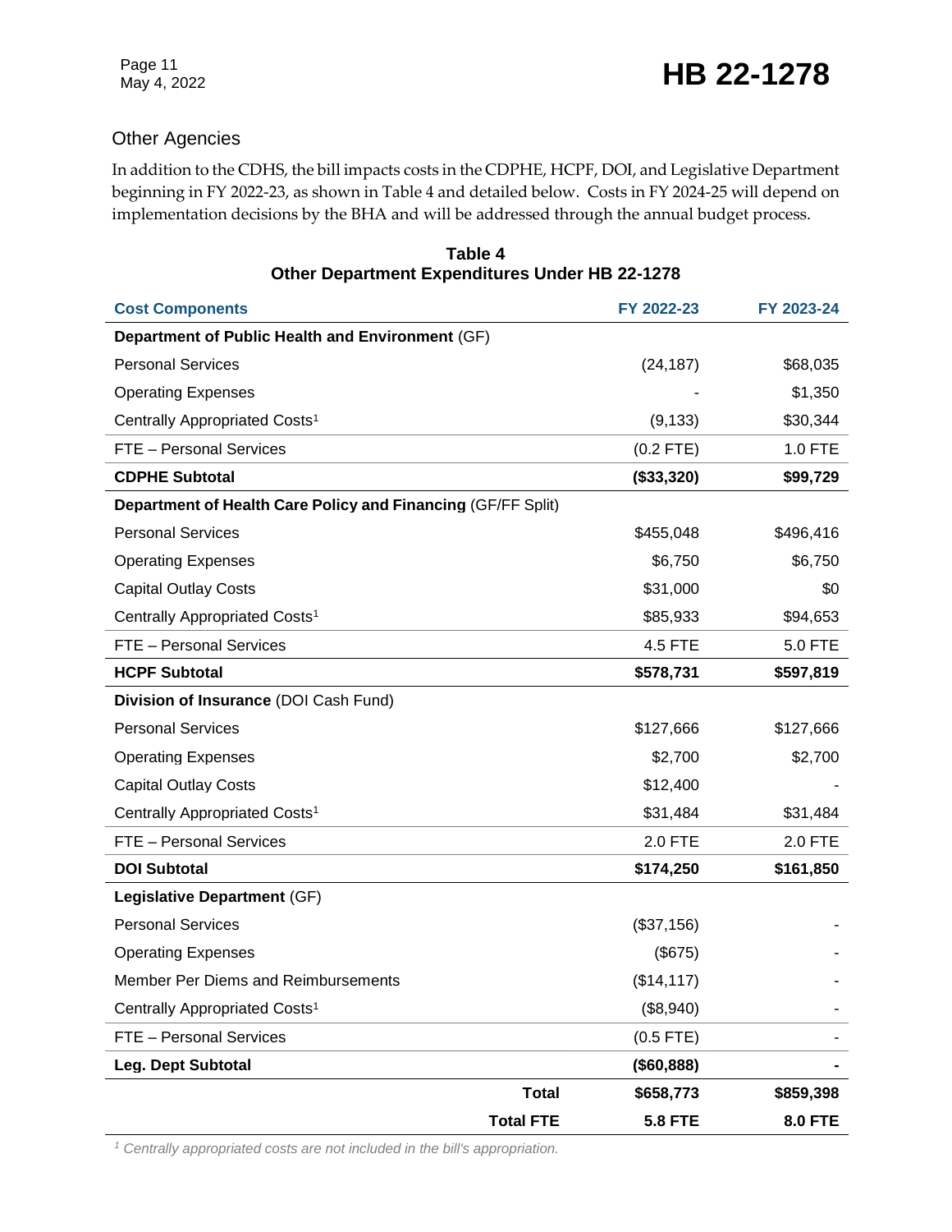### Other Agencies

In addition to the CDHS, the bill impacts costs in the CDPHE, HCPF, DOI, and Legislative Department beginning in FY 2022-23, as shown in Table 4 and detailed below. Costs in FY 2024-25 will depend on implementation decisions by the BHA and will be addressed through the annual budget process.

**Table 4**
**Other Department Expenditures Under HB 22-1278**

| Cost Components | FY 2022-23 | FY 2023-24 |
|---|---|---|
| **Department of Public Health and Environment** (GF) | | |
| Personal Services | (24,187) | $68,035 |
| Operating Expenses | - | $1,350 |
| Centrally Appropriated Costs[1] | (9,133) | $30,344 |
| FTE – Personal Services | (0.2 FTE) | 1.0 FTE |
| **CDPHE Subtotal** | **($33,320)** | **$99,729** |
| **Department of Health Care Policy and Financing** (GF/FF Split) | | |
| Personal Services | $455,048 | $496,416 |
| Operating Expenses | $6,750 | $6,750 |
| Capital Outlay Costs | $31,000 | $0 |
| Centrally Appropriated Costs[1] | $85,933 | $94,653 |
| FTE – Personal Services | 4.5 FTE | 5.0 FTE |
| **HCPF Subtotal** | **$578,731** | **$597,819** |
| **Division of Insurance** (DOI Cash Fund) | | |
| Personal Services | $127,666 | $127,666 |
| Operating Expenses | $2,700 | $2,700 |
| Capital Outlay Costs | $12,400 | - |
| Centrally Appropriated Costs[1] | $31,484 | $31,484 |
| FTE – Personal Services | 2.0 FTE | 2.0 FTE |
| **DOI Subtotal** | **$174,250** | **$161,850** |
| **Legislative Department** (GF) | | |
| Personal Services | ($37,156) | - |
| Operating Expenses | ($675) | - |
| Member Per Diems and Reimbursements | ($14,117) | - |
| Centrally Appropriated Costs[1] | ($8,940) | - |
| FTE – Personal Services | (0.5 FTE) | - |
| **Leg. Dept Subtotal** | **($60,888)** | **-** |
| **Total** | **$658,773** | **$859,398** |
| **Total FTE** | **5.8 FTE** | **8.0 FTE** |

*[1] Centrally appropriated costs are not included in the bill's appropriation.*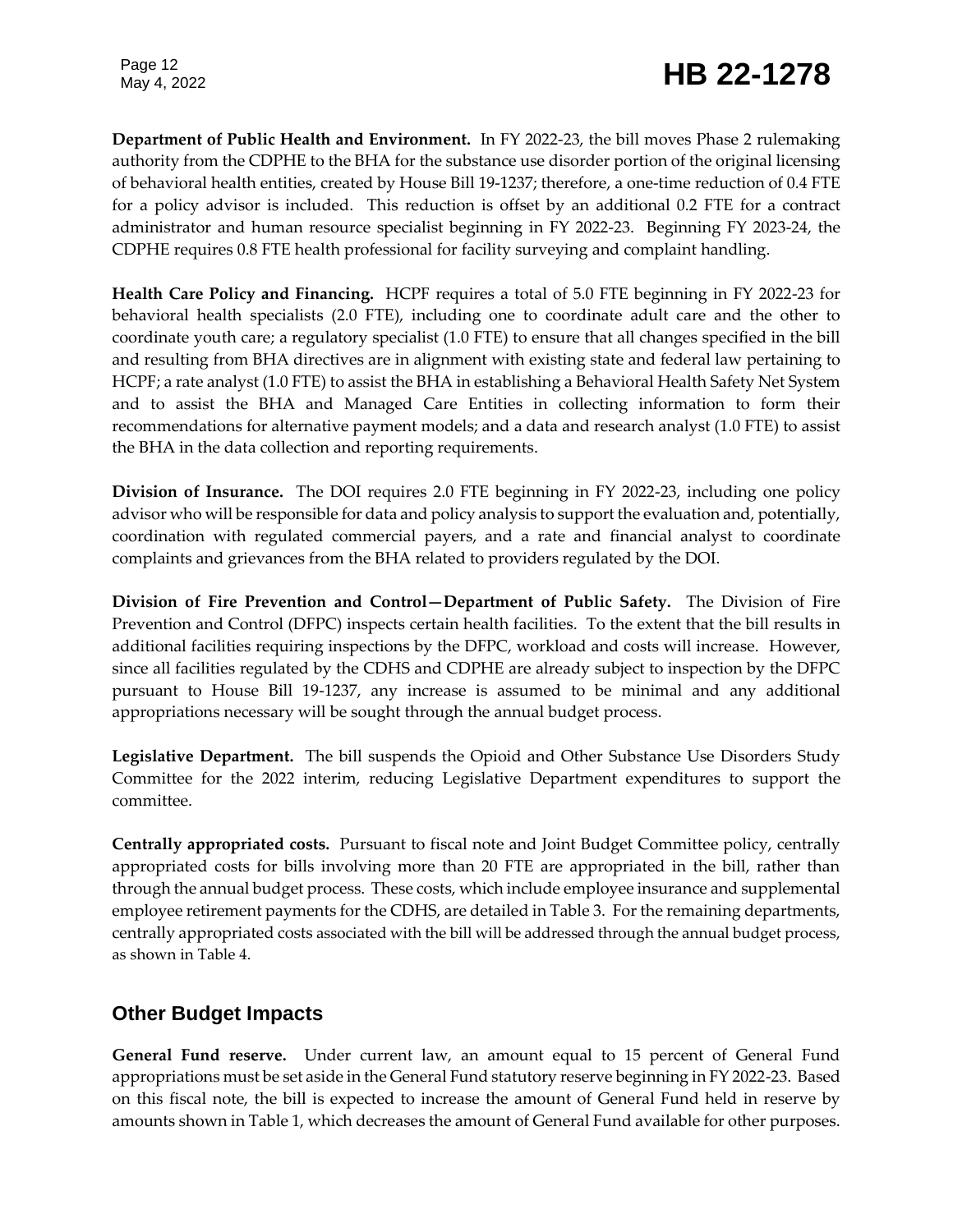**Department of Public Health and Environment.** In FY 2022-23, the bill moves Phase 2 rulemaking authority from the CDPHE to the BHA for the substance use disorder portion of the original licensing of behavioral health entities, created by House Bill 19-1237; therefore, a one-time reduction of 0.4 FTE for a policy advisor is included. This reduction is offset by an additional 0.2 FTE for a contract administrator and human resource specialist beginning in FY 2022-23. Beginning FY 2023-24, the CDPHE requires 0.8 FTE health professional for facility surveying and complaint handling.

**Health Care Policy and Financing.** HCPF requires a total of 5.0 FTE beginning in FY 2022-23 for behavioral health specialists (2.0 FTE), including one to coordinate adult care and the other to coordinate youth care; a regulatory specialist (1.0 FTE) to ensure that all changes specified in the bill and resulting from BHA directives are in alignment with existing state and federal law pertaining to HCPF; a rate analyst (1.0 FTE) to assist the BHA in establishing a Behavioral Health Safety Net System and to assist the BHA and Managed Care Entities in collecting information to form their recommendations for alternative payment models; and a data and research analyst (1.0 FTE) to assist the BHA in the data collection and reporting requirements.

**Division of Insurance.** The DOI requires 2.0 FTE beginning in FY 2022-23, including one policy advisor who will be responsible for data and policy analysis to support the evaluation and, potentially, coordination with regulated commercial payers, and a rate and financial analyst to coordinate complaints and grievances from the BHA related to providers regulated by the DOI.

**Division of Fire Prevention and Control—Department of Public Safety.** The Division of Fire Prevention and Control (DFPC) inspects certain health facilities. To the extent that the bill results in additional facilities requiring inspections by the DFPC, workload and costs will increase. However, since all facilities regulated by the CDHS and CDPHE are already subject to inspection by the DFPC pursuant to House Bill 19-1237, any increase is assumed to be minimal and any additional appropriations necessary will be sought through the annual budget process.

**Legislative Department.** The bill suspends the Opioid and Other Substance Use Disorders Study Committee for the 2022 interim, reducing Legislative Department expenditures to support the committee.

**Centrally appropriated costs.** Pursuant to fiscal note and Joint Budget Committee policy, centrally appropriated costs for bills involving more than 20 FTE are appropriated in the bill, rather than through the annual budget process. These costs, which include employee insurance and supplemental employee retirement payments for the CDHS, are detailed in Table 3. For the remaining departments, centrally appropriated costs associated with the bill will be addressed through the annual budget process, as shown in Table 4.

## Other Budget Impacts

**General Fund reserve.** Under current law, an amount equal to 15 percent of General Fund appropriations must be set aside in the General Fund statutory reserve beginning in FY 2022-23. Based on this fiscal note, the bill is expected to increase the amount of General Fund held in reserve by amounts shown in Table 1, which decreases the amount of General Fund available for other purposes.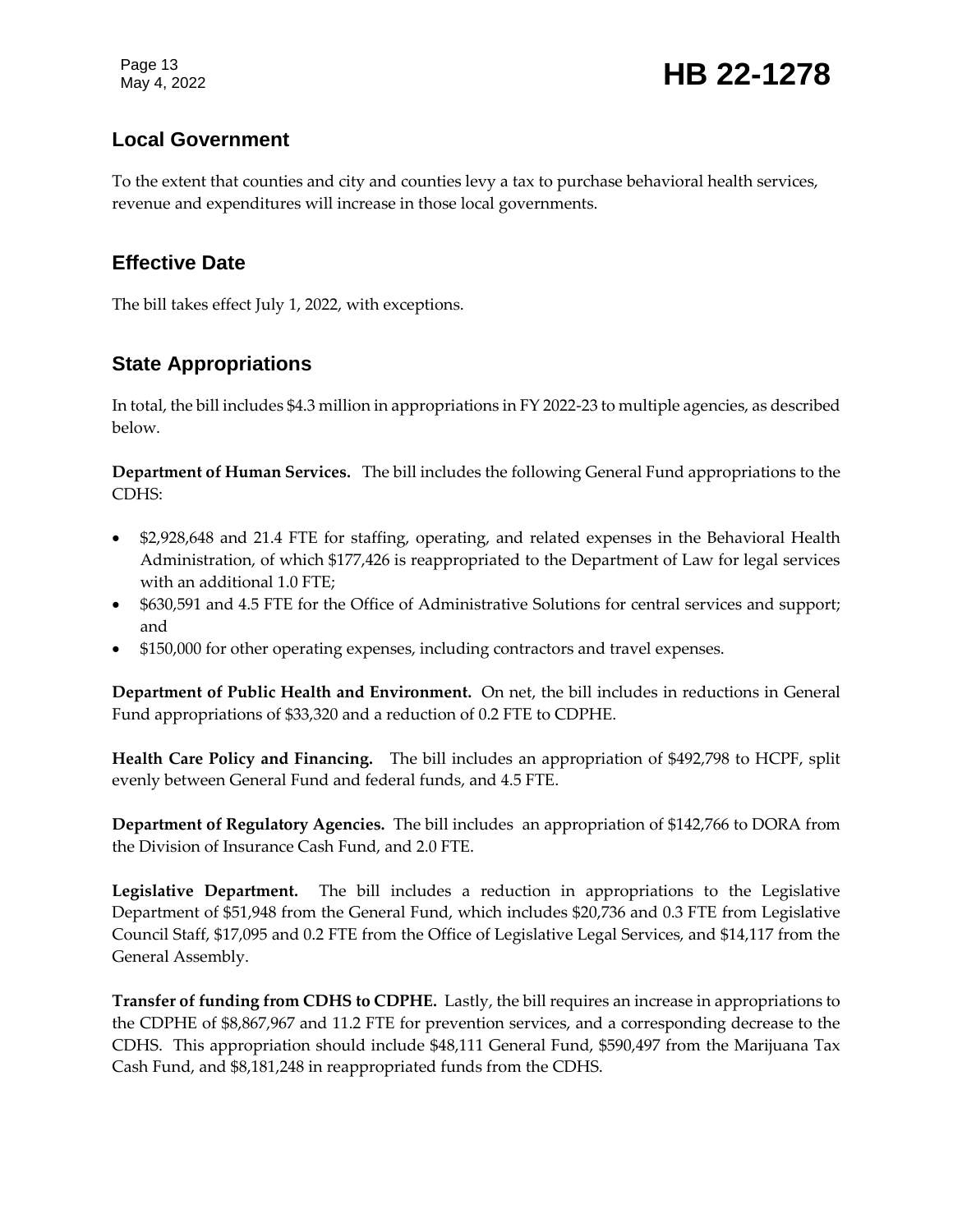## Local Government

To the extent that counties and city and counties levy a tax to purchase behavioral health services, revenue and expenditures will increase in those local governments.

## Effective Date

The bill takes effect July 1, 2022, with exceptions.

## State Appropriations

In total, the bill includes $4.3 million in appropriations in FY 2022-23 to multiple agencies, as described below.

**Department of Human Services.** The bill includes the following General Fund appropriations to the CDHS:

- $2,928,648 and 21.4 FTE for staffing, operating, and related expenses in the Behavioral Health Administration, of which $177,426 is reappropriated to the Department of Law for legal services with an additional 1.0 FTE;
- $630,591 and 4.5 FTE for the Office of Administrative Solutions for central services and support; and
- $150,000 for other operating expenses, including contractors and travel expenses.

**Department of Public Health and Environment.** On net, the bill includes in reductions in General Fund appropriations of $33,320 and a reduction of 0.2 FTE to CDPHE.

**Health Care Policy and Financing.** The bill includes an appropriation of $492,798 to HCPF, split evenly between General Fund and federal funds, and 4.5 FTE.

**Department of Regulatory Agencies.** The bill includes an appropriation of $142,766 to DORA from the Division of Insurance Cash Fund, and 2.0 FTE.

**Legislative Department.** The bill includes a reduction in appropriations to the Legislative Department of $51,948 from the General Fund, which includes $20,736 and 0.3 FTE from Legislative Council Staff, $17,095 and 0.2 FTE from the Office of Legislative Legal Services, and $14,117 from the General Assembly.

**Transfer of funding from CDHS to CDPHE.** Lastly, the bill requires an increase in appropriations to the CDPHE of $8,867,967 and 11.2 FTE for prevention services, and a corresponding decrease to the CDHS. This appropriation should include $48,111 General Fund, $590,497 from the Marijuana Tax Cash Fund, and $8,181,248 in reappropriated funds from the CDHS.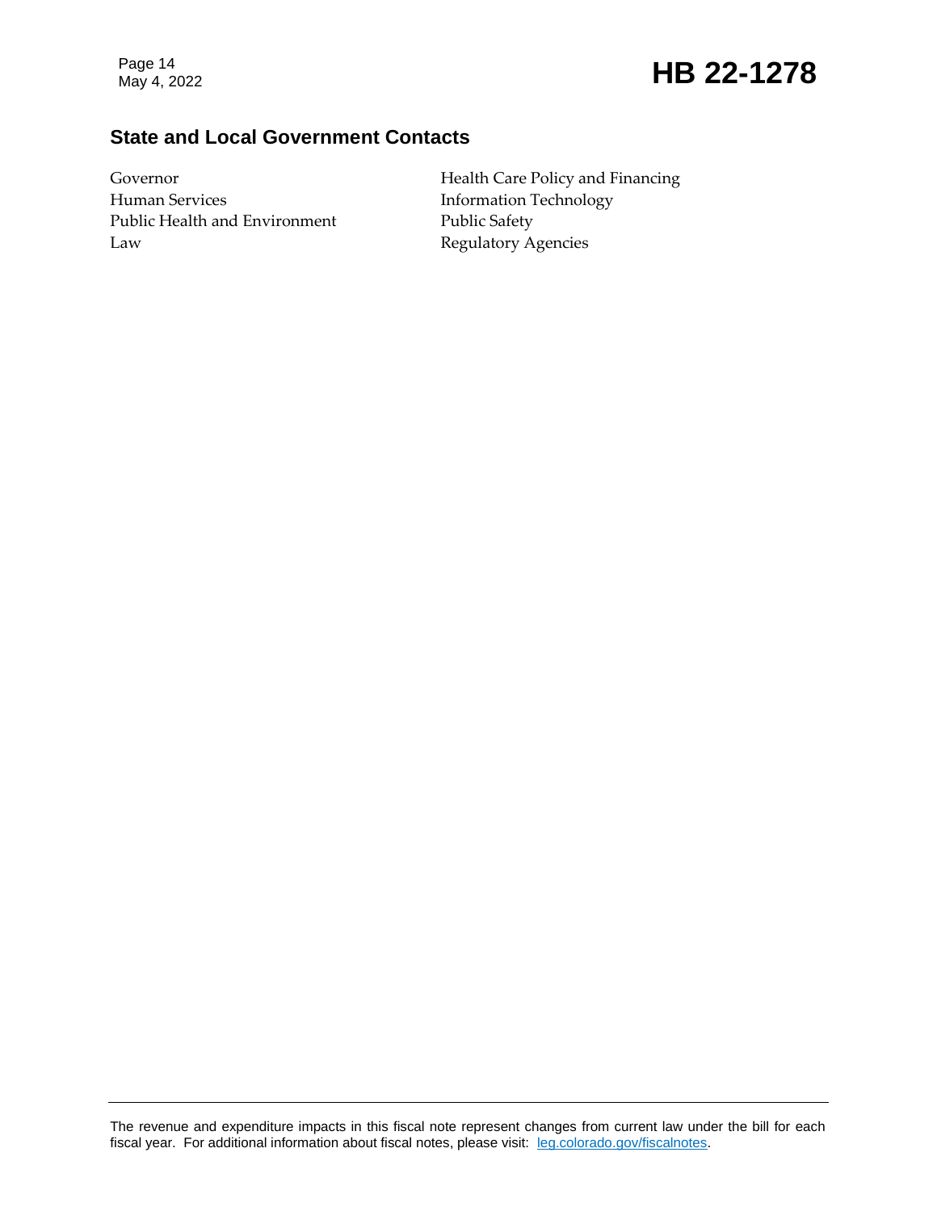## State and Local Government Contacts

| | |
|---|---|
| Governor | Health Care Policy and Financing |
| Human Services | Information Technology |
| Public Health and Environment | Public Safety |
| Law | Regulatory Agencies |

The revenue and expenditure impacts in this fiscal note represent changes from current law under the bill for each fiscal year. For additional information about fiscal notes, please visit: leg.colorado.gov/fiscalnotes.